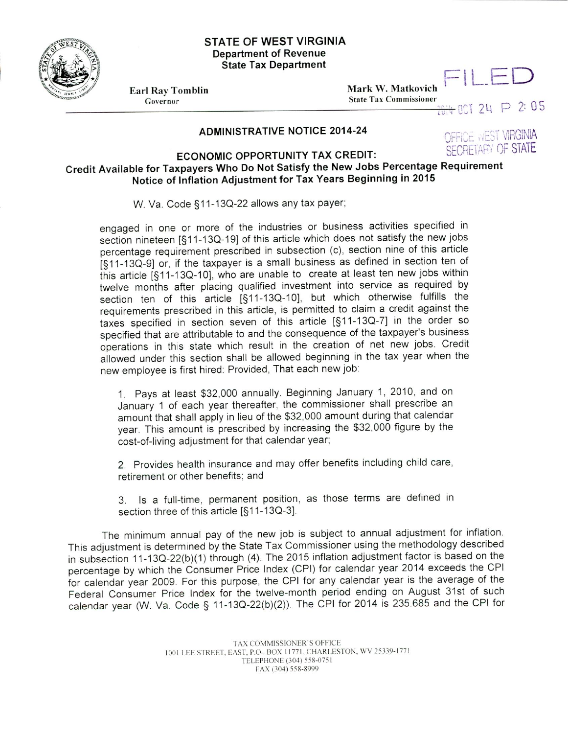**STATE OF WEST VIRGINIA**
**Department of Revenue**
**State Tax Department**

**Earl Ray Tomblin**
Governor

**Mark W. Matkovich**
State Tax Commissioner

FILED

2014 OCT 24 P 2:05

OFFICE WEST VIRGINIA SECRETARY OF STATE

## ADMINISTRATIVE NOTICE 2014-24

## ECONOMIC OPPORTUNITY TAX CREDIT: Credit Available for Taxpayers Who Do Not Satisfy the New Jobs Percentage Requirement Notice of Inflation Adjustment for Tax Years Beginning in 2015

W. Va. Code §11-13Q-22 allows any tax payer;

> engaged in one or more of the industries or business activities specified in section nineteen [§11-13Q-19] of this article which does not satisfy the new jobs percentage requirement prescribed in subsection (c), section nine of this article [§11-13Q-9] or, if the taxpayer is a small business as defined in section ten of this article [§11-13Q-10], who are unable to create at least ten new jobs within twelve months after placing qualified investment into service as required by section ten of this article [§11-13Q-10], but which otherwise fulfills the requirements prescribed in this article, is permitted to claim a credit against the taxes specified in section seven of this article [§11-13Q-7] in the order so specified that are attributable to and the consequence of the taxpayer's business operations in this state which result in the creation of net new jobs. Credit allowed under this section shall be allowed beginning in the tax year when the new employee is first hired: Provided, That each new job:
>
> 1. Pays at least $32,000 annually. Beginning January 1, 2010, and on January 1 of each year thereafter, the commissioner shall prescribe an amount that shall apply in lieu of the $32,000 amount during that calendar year. This amount is prescribed by increasing the $32,000 figure by the cost-of-living adjustment for that calendar year;
>
> 2. Provides health insurance and may offer benefits including child care, retirement or other benefits; and
>
> 3. Is a full-time, permanent position, as those terms are defined in section three of this article [§11-13Q-3].

The minimum annual pay of the new job is subject to annual adjustment for inflation. This adjustment is determined by the State Tax Commissioner using the methodology described in subsection 11-13Q-22(b)(1) through (4). The 2015 inflation adjustment factor is based on the percentage by which the Consumer Price Index (CPI) for calendar year 2014 exceeds the CPI for calendar year 2009. For this purpose, the CPI for any calendar year is the average of the Federal Consumer Price Index for the twelve-month period ending on August 31st of such calendar year (W. Va. Code § 11-13Q-22(b)(2)). The CPI for 2014 is 235.685 and the CPI for

TAX COMMISSIONER'S OFFICE
1001 LEE STREET, EAST, P.O. BOX 11771, CHARLESTON, WV 25339-1771
TELEPHONE (304) 558-0751
FAX (304) 558-8999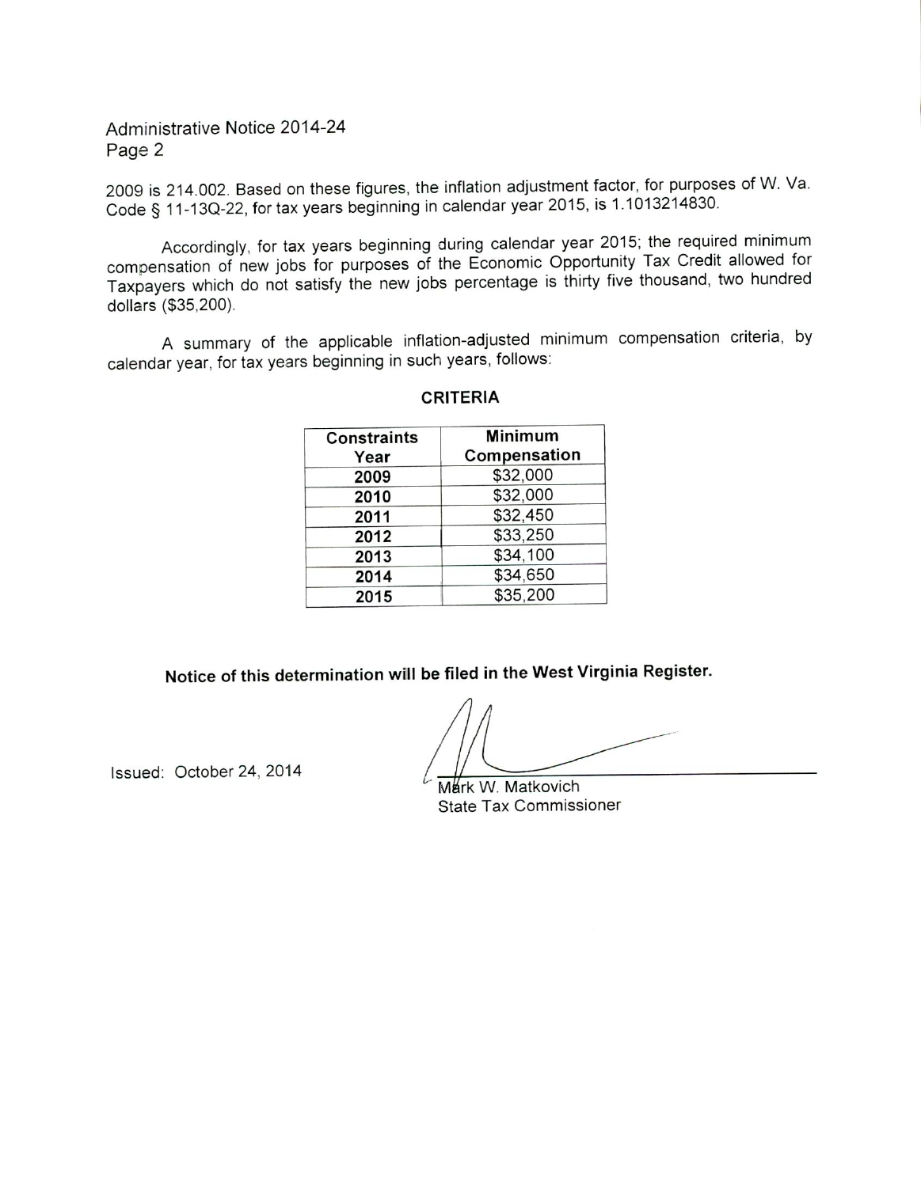2009 is 214.002. Based on these figures, the inflation adjustment factor, for purposes of W. Va. Code § 11-13Q-22, for tax years beginning in calendar year 2015, is 1.1013214830.

Accordingly, for tax years beginning during calendar year 2015; the required minimum compensation of new jobs for purposes of the Economic Opportunity Tax Credit allowed for Taxpayers which do not satisfy the new jobs percentage is thirty five thousand, two hundred dollars ($35,200).

A summary of the applicable inflation-adjusted minimum compensation criteria, by calendar year, for tax years beginning in such years, follows:

**CRITERIA**

| Constraints Year | Minimum Compensation |
|---|---|
| 2009 | $32,000 |
| 2010 | $32,000 |
| 2011 | $32,450 |
| 2012 | $33,250 |
| 2013 | $34,100 |
| 2014 | $34,650 |
| 2015 | $35,200 |

**Notice of this determination will be filed in the West Virginia Register.**

Issued: October 24, 2014

Mark W. Matkovich
State Tax Commissioner